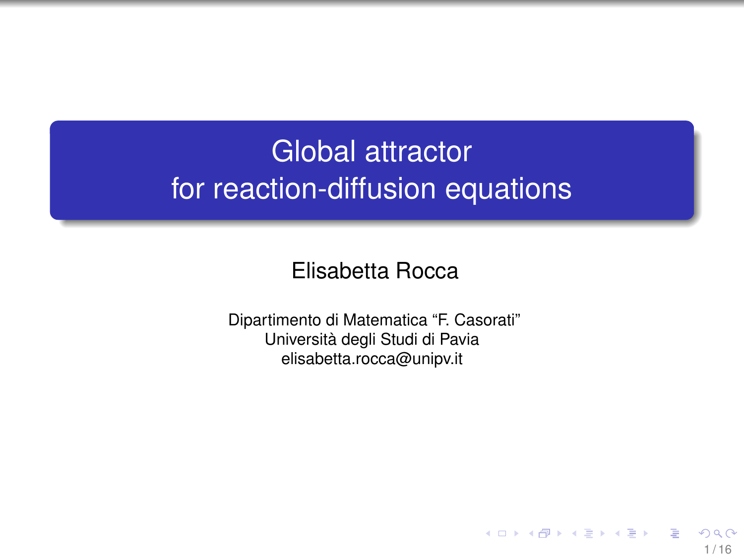# Global attractor
# for reaction-diffusion equations

Elisabetta Rocca

Dipartimento di Matematica “F. Casorati”
Università degli Studi di Pavia
elisabetta.rocca@unipv.it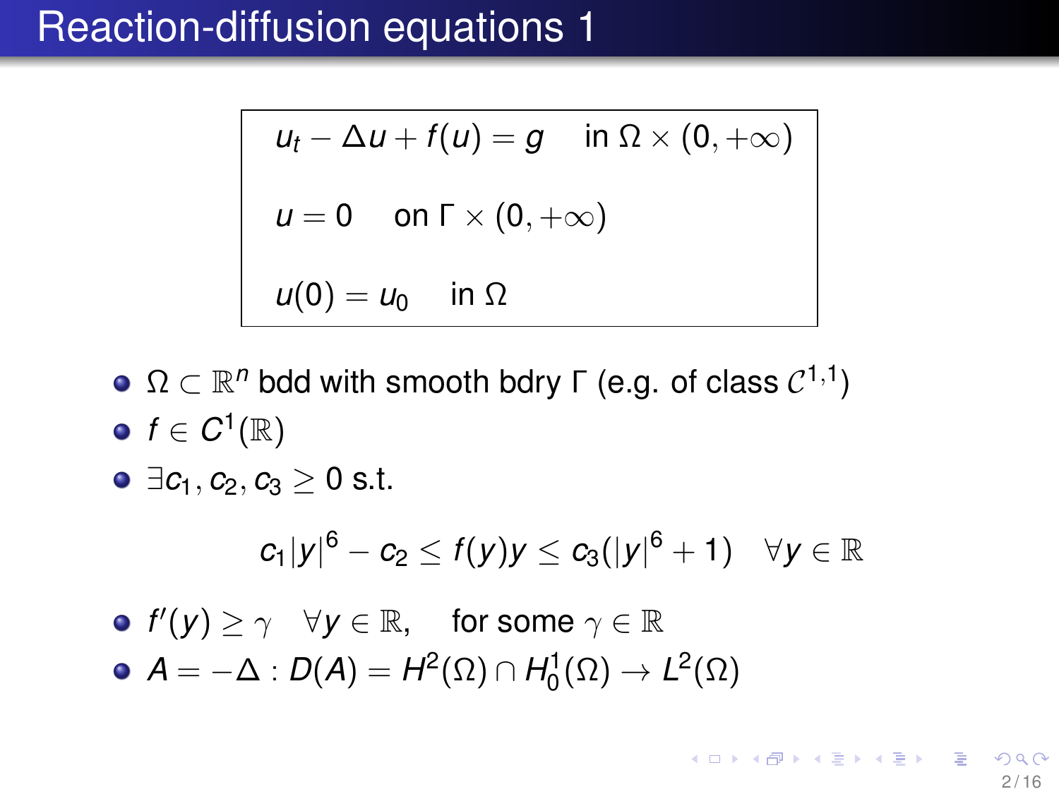# Reaction-diffusion equations 1

$$
\begin{aligned}
&u_t - \Delta u + f(u) = g \quad \text{in } \Omega \times (0, +\infty) \\
&u = 0 \quad \text{on } \Gamma \times (0, +\infty) \\
&u(0) = u_0 \quad \text{in } \Omega
\end{aligned}
$$

- $\Omega \subset \mathbb{R}^n$ bdd with smooth bdry $\Gamma$ (e.g. of class $\mathcal{C}^{1,1}$)
- $f \in C^1(\mathbb{R})$
- $\exists c_1, c_2, c_3 \geq 0$ s.t.

$$
c_1 |y|^6 - c_2 \leq f(y)y \leq c_3(|y|^6 + 1) \quad \forall y \in \mathbb{R}
$$

- $f'(y) \geq \gamma \quad \forall y \in \mathbb{R}, \quad$ for some $\gamma \in \mathbb{R}$
- $A = -\Delta : D(A) = H^2(\Omega) \cap H_0^1(\Omega) \to L^2(\Omega)$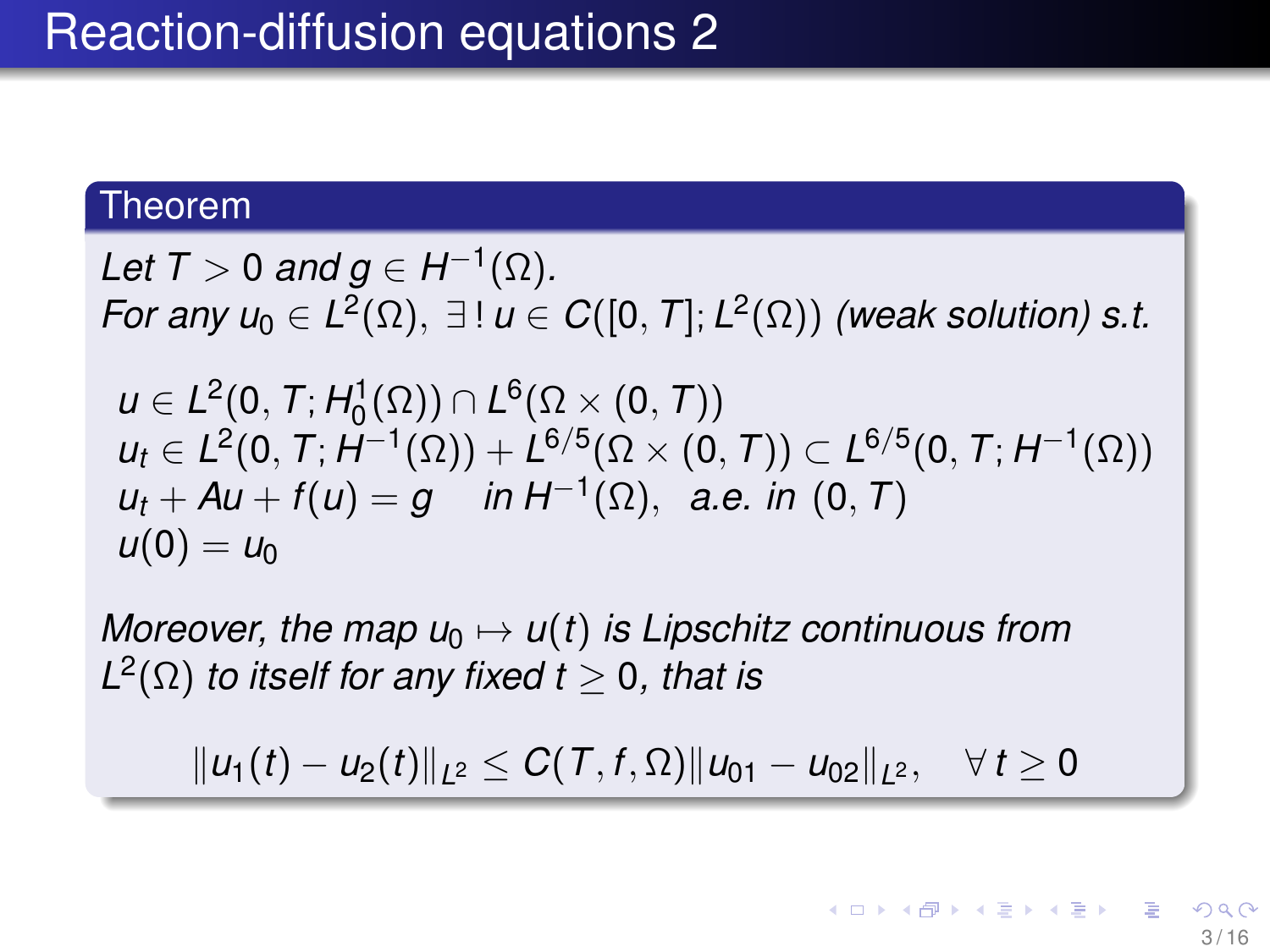# Reaction-diffusion equations 2

**Theorem**

*Let $T > 0$ and $g \in H^{-1}(\Omega)$.*
*For any $u_0 \in L^2(\Omega)$, $\exists\,!\, u \in C([0,T]; L^2(\Omega))$ (weak solution) s.t.*

$$
\begin{aligned}
&u \in L^2(0,T; H_0^1(\Omega)) \cap L^6(\Omega \times (0,T)) \\
&u_t \in L^2(0,T; H^{-1}(\Omega)) + L^{6/5}(\Omega \times (0,T)) \subset L^{6/5}(0,T; H^{-1}(\Omega)) \\
&u_t + Au + f(u) = g \quad \text{in } H^{-1}(\Omega), \ \text{ a.e. in } (0,T) \\
&u(0) = u_0
\end{aligned}
$$

*Moreover, the map $u_0 \mapsto u(t)$ is Lipschitz continuous from $L^2(\Omega)$ to itself for any fixed $t \geq 0$, that is*

$$
\|u_1(t) - u_2(t)\|_{L^2} \leq C(T, f, \Omega)\|u_{01} - u_{02}\|_{L^2}, \quad \forall\, t \geq 0
$$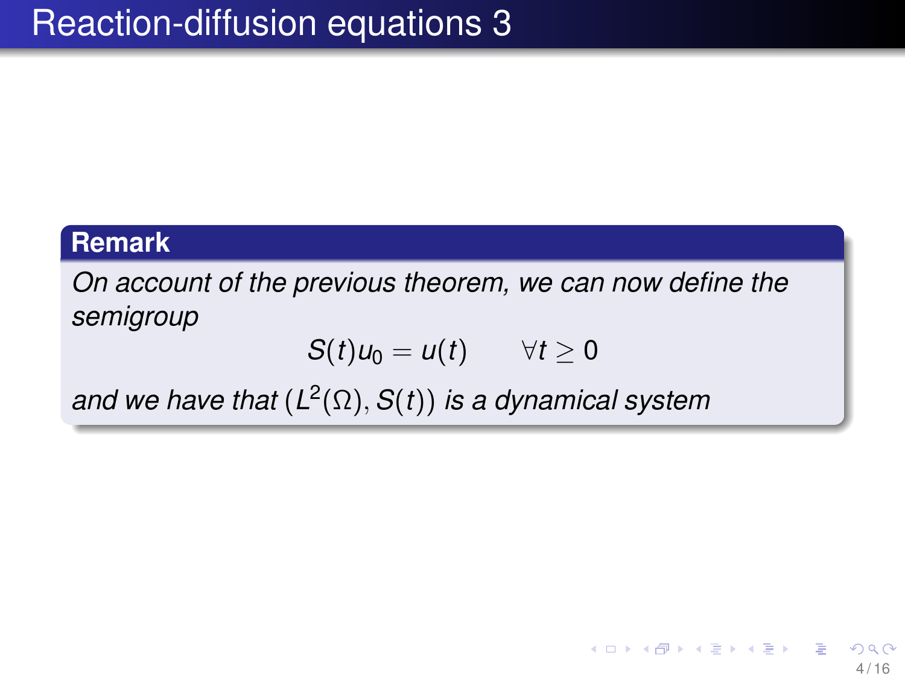# Reaction-diffusion equations 3

**Remark**

*On account of the previous theorem, we can now define the semigroup*

$$S(t)u_0 = u(t) \qquad \forall t \geq 0$$

*and we have that* $(L^2(\Omega), S(t))$ *is a dynamical system*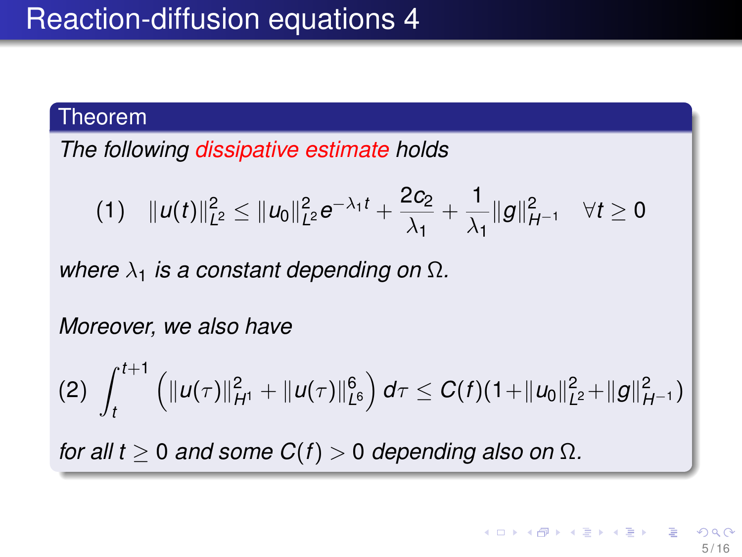# Reaction-diffusion equations 4

**Theorem**

*The following dissipative estimate holds*

$$(1) \quad \|u(t)\|_{L^2}^2 \leq \|u_0\|_{L^2}^2 e^{-\lambda_1 t} + \frac{2c_2}{\lambda_1} + \frac{1}{\lambda_1}\|g\|_{H^{-1}}^2 \quad \forall t \geq 0$$

*where $\lambda_1$ is a constant depending on $\Omega$.*

*Moreover, we also have*

$$(2) \int_t^{t+1} \left( \|u(\tau)\|_{H^1}^2 + \|u(\tau)\|_{L^6}^6 \right) d\tau \leq C(f)(1+\|u_0\|_{L^2}^2+\|g\|_{H^{-1}}^2)$$

*for all $t \geq 0$ and some $C(f) > 0$ depending also on $\Omega$.*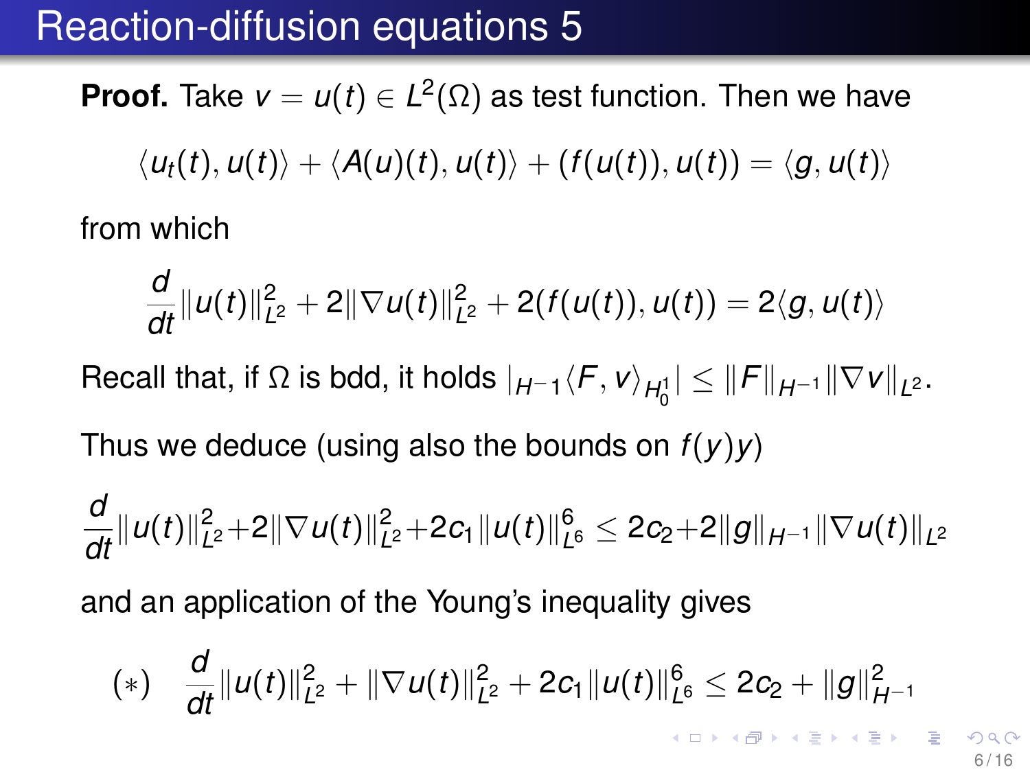# Reaction-diffusion equations 5

**Proof.** Take $v = u(t) \in L^2(\Omega)$ as test function. Then we have

$$\langle u_t(t), u(t)\rangle + \langle A(u)(t), u(t)\rangle + (f(u(t)), u(t)) = \langle g, u(t)\rangle$$

from which

$$\frac{d}{dt}\|u(t)\|^2_{L^2} + 2\|\nabla u(t)\|^2_{L^2} + 2(f(u(t)), u(t)) = 2\langle g, u(t)\rangle$$

Recall that, if $\Omega$ is bdd, it holds $|{}_{H^{-1}}\langle F, v\rangle_{H^1_0}| \leq \|F\|_{H^{-1}}\|\nabla v\|_{L^2}$.

Thus we deduce (using also the bounds on $f(y)y$)

$$\frac{d}{dt}\|u(t)\|^2_{L^2} + 2\|\nabla u(t)\|^2_{L^2} + 2c_1\|u(t)\|^6_{L^6} \leq 2c_2 + 2\|g\|_{H^{-1}}\|\nabla u(t)\|_{L^2}$$

and an application of the Young's inequality gives

$$(*) \quad \frac{d}{dt}\|u(t)\|^2_{L^2} + \|\nabla u(t)\|^2_{L^2} + 2c_1\|u(t)\|^6_{L^6} \leq 2c_2 + \|g\|^2_{H^{-1}}$$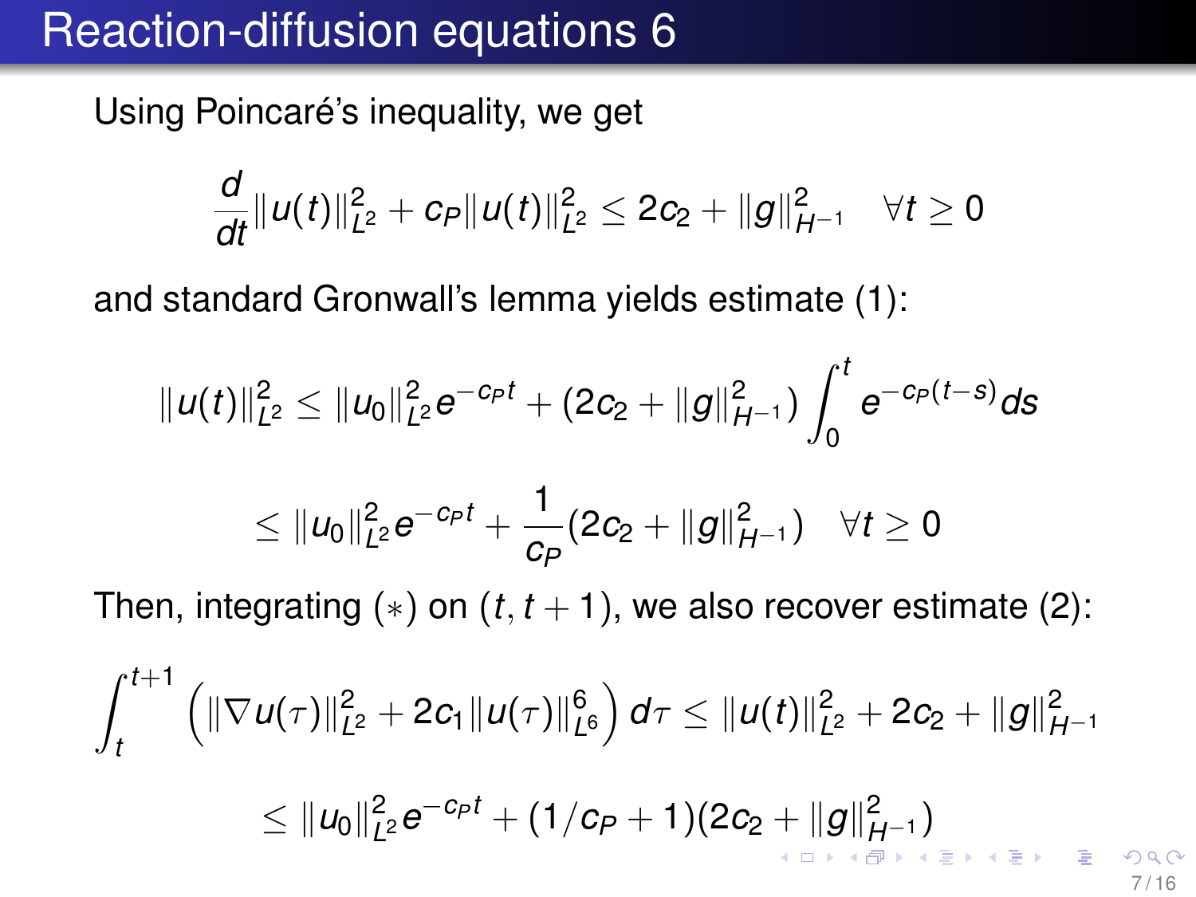# Reaction-diffusion equations 6

Using Poincaré's inequality, we get

$$\frac{d}{dt}\|u(t)\|_{L^2}^2 + c_P\|u(t)\|_{L^2}^2 \leq 2c_2 + \|g\|_{H^{-1}}^2 \quad \forall t \geq 0$$

and standard Gronwall's lemma yields estimate (1):

$$\|u(t)\|_{L^2}^2 \leq \|u_0\|_{L^2}^2 e^{-c_P t} + (2c_2 + \|g\|_{H^{-1}}^2) \int_0^t e^{-c_P(t-s)} ds$$

$$\leq \|u_0\|_{L^2}^2 e^{-c_P t} + \frac{1}{c_P}(2c_2 + \|g\|_{H^{-1}}^2) \quad \forall t \geq 0$$

Then, integrating $(*)$ on $(t, t+1)$, we also recover estimate (2):

$$\int_t^{t+1} \left(\|\nabla u(\tau)\|_{L^2}^2 + 2c_1\|u(\tau)\|_{L^6}^6\right) d\tau \leq \|u(t)\|_{L^2}^2 + 2c_2 + \|g\|_{H^{-1}}^2$$

$$\leq \|u_0\|_{L^2}^2 e^{-c_P t} + (1/c_P + 1)(2c_2 + \|g\|_{H^{-1}}^2)$$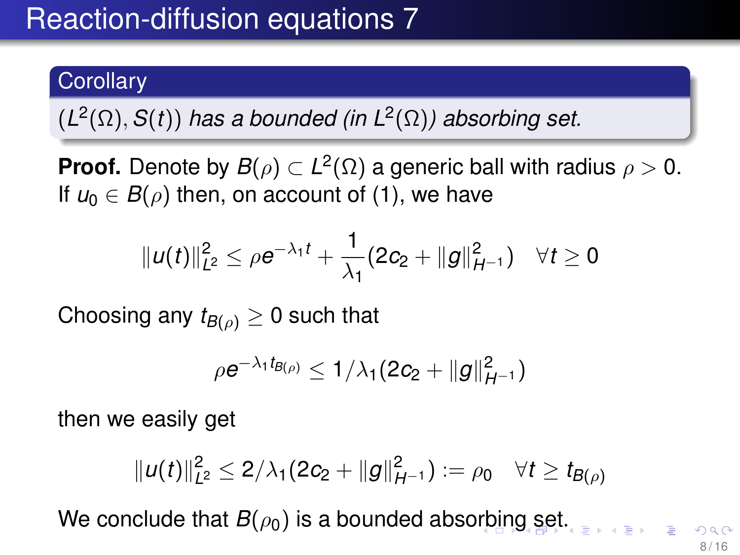# Reaction-diffusion equations 7

**Corollary**

*$(L^2(\Omega), S(t))$ has a bounded (in $L^2(\Omega)$) absorbing set.*

**Proof.** Denote by $B(\rho) \subset L^2(\Omega)$ a generic ball with radius $\rho > 0$. If $u_0 \in B(\rho)$ then, on account of (1), we have

$$\|u(t)\|_{L^2}^2 \leq \rho e^{-\lambda_1 t} + \frac{1}{\lambda_1}(2c_2 + \|g\|_{H^{-1}}^2) \quad \forall t \geq 0$$

Choosing any $t_{B(\rho)} \geq 0$ such that

$$\rho e^{-\lambda_1 t_{B(\rho)}} \leq 1/\lambda_1(2c_2 + \|g\|_{H^{-1}}^2)$$

then we easily get

$$\|u(t)\|_{L^2}^2 \leq 2/\lambda_1(2c_2 + \|g\|_{H^{-1}}^2) := \rho_0 \quad \forall t \geq t_{B(\rho)}$$

We conclude that $B(\rho_0)$ is a bounded absorbing set.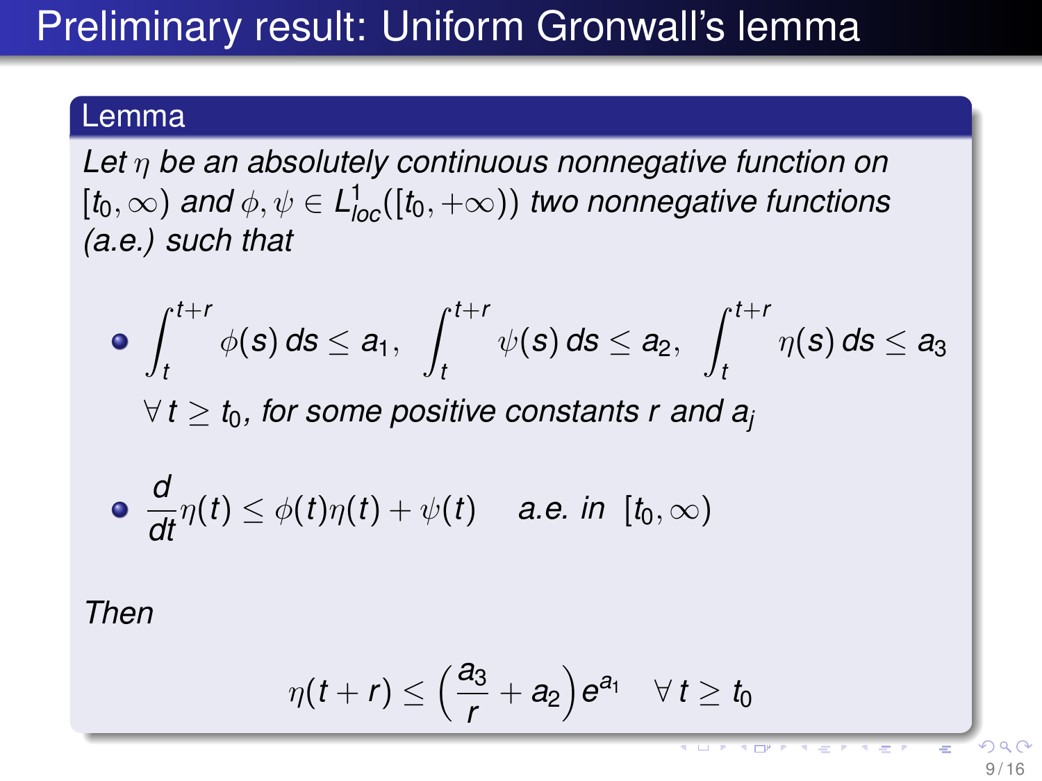# Preliminary result: Uniform Gronwall's lemma

**Lemma**

*Let $\eta$ be an absolutely continuous nonnegative function on $[t_0, \infty)$ and $\phi, \psi \in L^1_{loc}([t_0, +\infty))$ two nonnegative functions (a.e.) such that*

- $$\int_t^{t+r} \phi(s)\, ds \leq a_1, \quad \int_t^{t+r} \psi(s)\, ds \leq a_2, \quad \int_t^{t+r} \eta(s)\, ds \leq a_3$$
  $\forall\, t \geq t_0$, *for some positive constants $r$ and $a_j$*

- $$\frac{d}{dt}\eta(t) \leq \phi(t)\eta(t) + \psi(t) \quad \text{a.e. in } [t_0, \infty)$$

*Then*

$$\eta(t + r) \leq \left(\frac{a_3}{r} + a_2\right) e^{a_1} \quad \forall\, t \geq t_0$$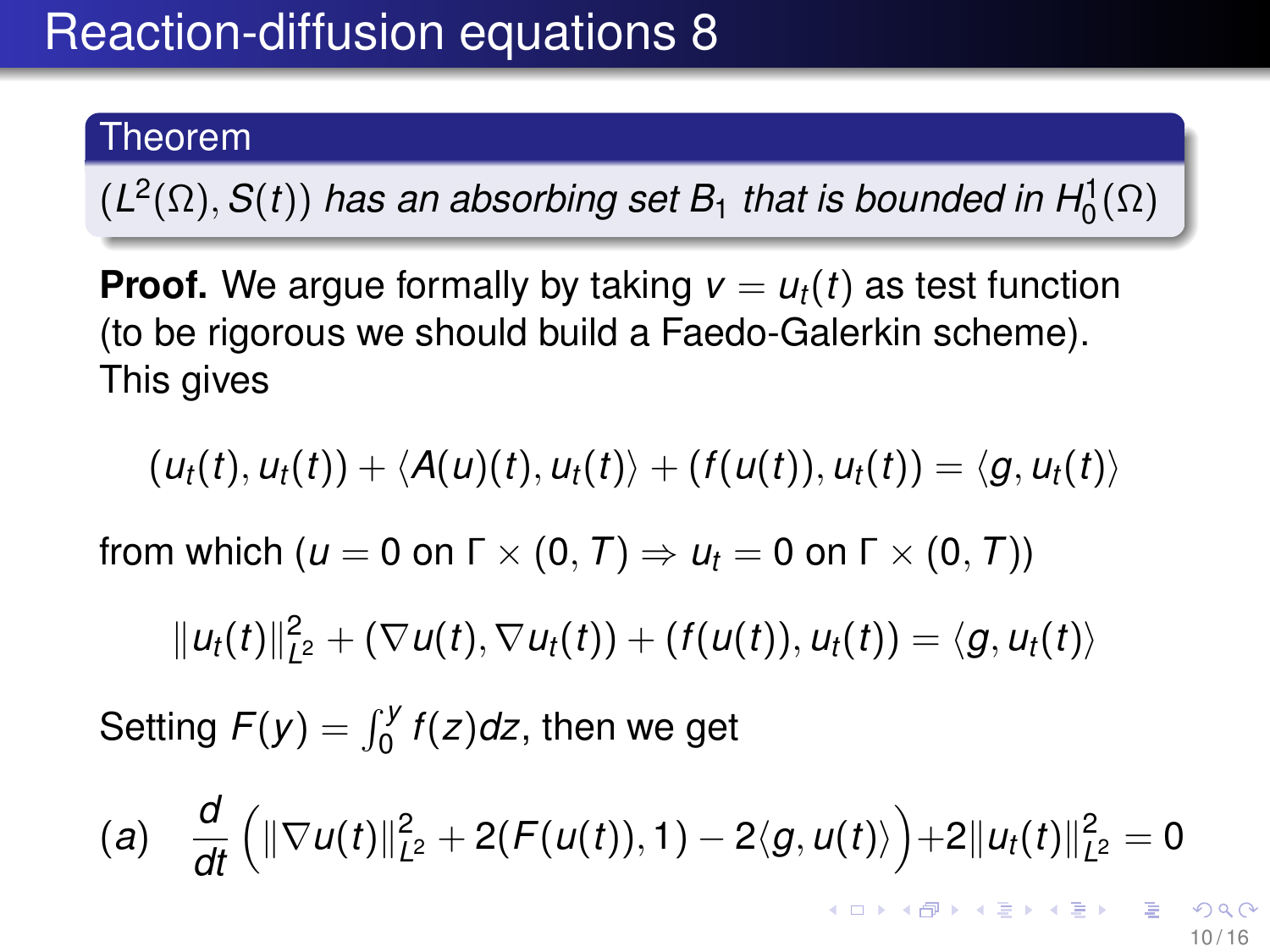# Reaction-diffusion equations 8

**Theorem**

*$(L^2(\Omega), S(t))$ has an absorbing set $B_1$ that is bounded in $H_0^1(\Omega)$*

**Proof.** We argue formally by taking $v = u_t(t)$ as test function (to be rigorous we should build a Faedo-Galerkin scheme). This gives

$$(u_t(t), u_t(t)) + \langle A(u)(t), u_t(t)\rangle + (f(u(t)), u_t(t)) = \langle g, u_t(t)\rangle$$

from which ($u = 0$ on $\Gamma \times (0, T) \Rightarrow u_t = 0$ on $\Gamma \times (0, T)$)

$$\|u_t(t)\|_{L^2}^2 + (\nabla u(t), \nabla u_t(t)) + (f(u(t)), u_t(t)) = \langle g, u_t(t)\rangle$$

Setting $F(y) = \int_0^y f(z)dz$, then we get

$$(a) \quad \frac{d}{dt}\Big(\|\nabla u(t)\|_{L^2}^2 + 2(F(u(t)), 1) - 2\langle g, u(t)\rangle\Big) + 2\|u_t(t)\|_{L^2}^2 = 0$$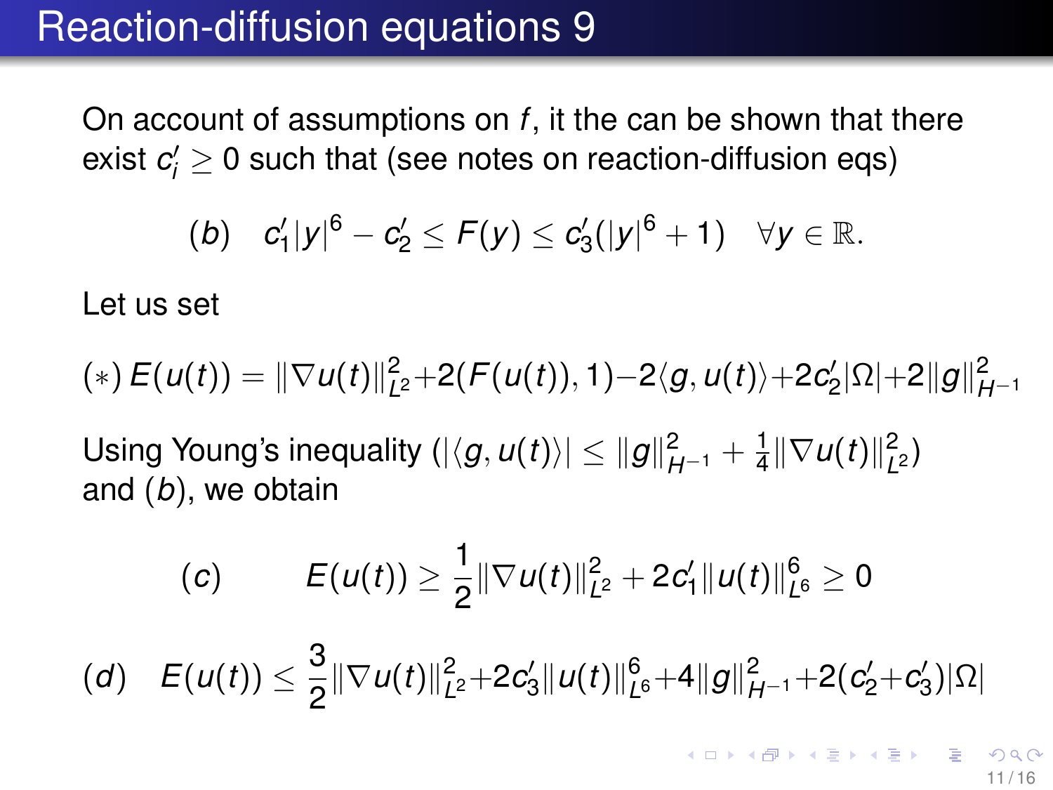# Reaction-diffusion equations 9

On account of assumptions on $f$, it the can be shown that there exist $c'_i \geq 0$ such that (see notes on reaction-diffusion eqs)

$$(b) \quad c'_1|y|^6 - c'_2 \leq F(y) \leq c'_3(|y|^6 + 1) \quad \forall y \in \mathbb{R}.$$

Let us set

$$(*)\, E(u(t)) = \|\nabla u(t)\|^2_{L^2} + 2(F(u(t)), 1) - 2\langle g, u(t)\rangle + 2c'_2|\Omega| + 2\|g\|^2_{H^{-1}}$$

Using Young's inequality ($|\langle g, u(t)\rangle| \leq \|g\|^2_{H^{-1}} + \frac{1}{4}\|\nabla u(t)\|^2_{L^2}$) and $(b)$, we obtain

$$(c) \qquad E(u(t)) \geq \frac{1}{2}\|\nabla u(t)\|^2_{L^2} + 2c'_1\|u(t)\|^6_{L^6} \geq 0$$

$$(d) \quad E(u(t)) \leq \frac{3}{2}\|\nabla u(t)\|^2_{L^2} + 2c'_3\|u(t)\|^6_{L^6} + 4\|g\|^2_{H^{-1}} + 2(c'_2 + c'_3)|\Omega|$$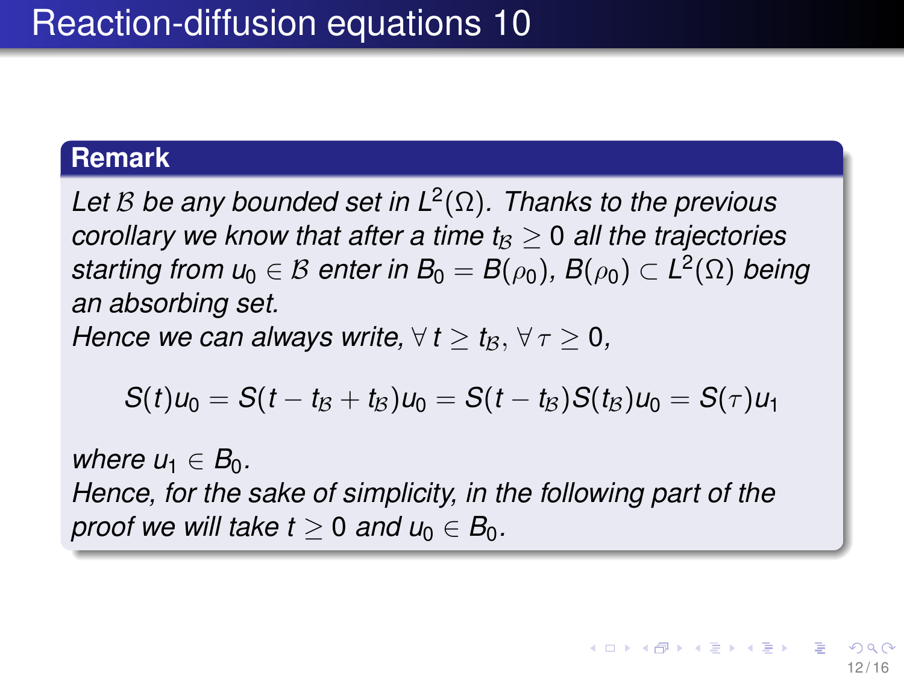# Reaction-diffusion equations 10

**Remark**

*Let $\mathcal{B}$ be any bounded set in $L^2(\Omega)$. Thanks to the previous corollary we know that after a time $t_{\mathcal{B}} \geq 0$ all the trajectories starting from $u_0 \in \mathcal{B}$ enter in $B_0 = B(\rho_0)$, $B(\rho_0) \subset L^2(\Omega)$ being an absorbing set.*

*Hence we can always write, $\forall\, t \geq t_{\mathcal{B}}, \forall\, \tau \geq 0$,*

$$S(t)u_0 = S(t - t_{\mathcal{B}} + t_{\mathcal{B}})u_0 = S(t - t_{\mathcal{B}})S(t_{\mathcal{B}})u_0 = S(\tau)u_1$$

*where $u_1 \in B_0$.*

*Hence, for the sake of simplicity, in the following part of the proof we will take $t \geq 0$ and $u_0 \in B_0$.*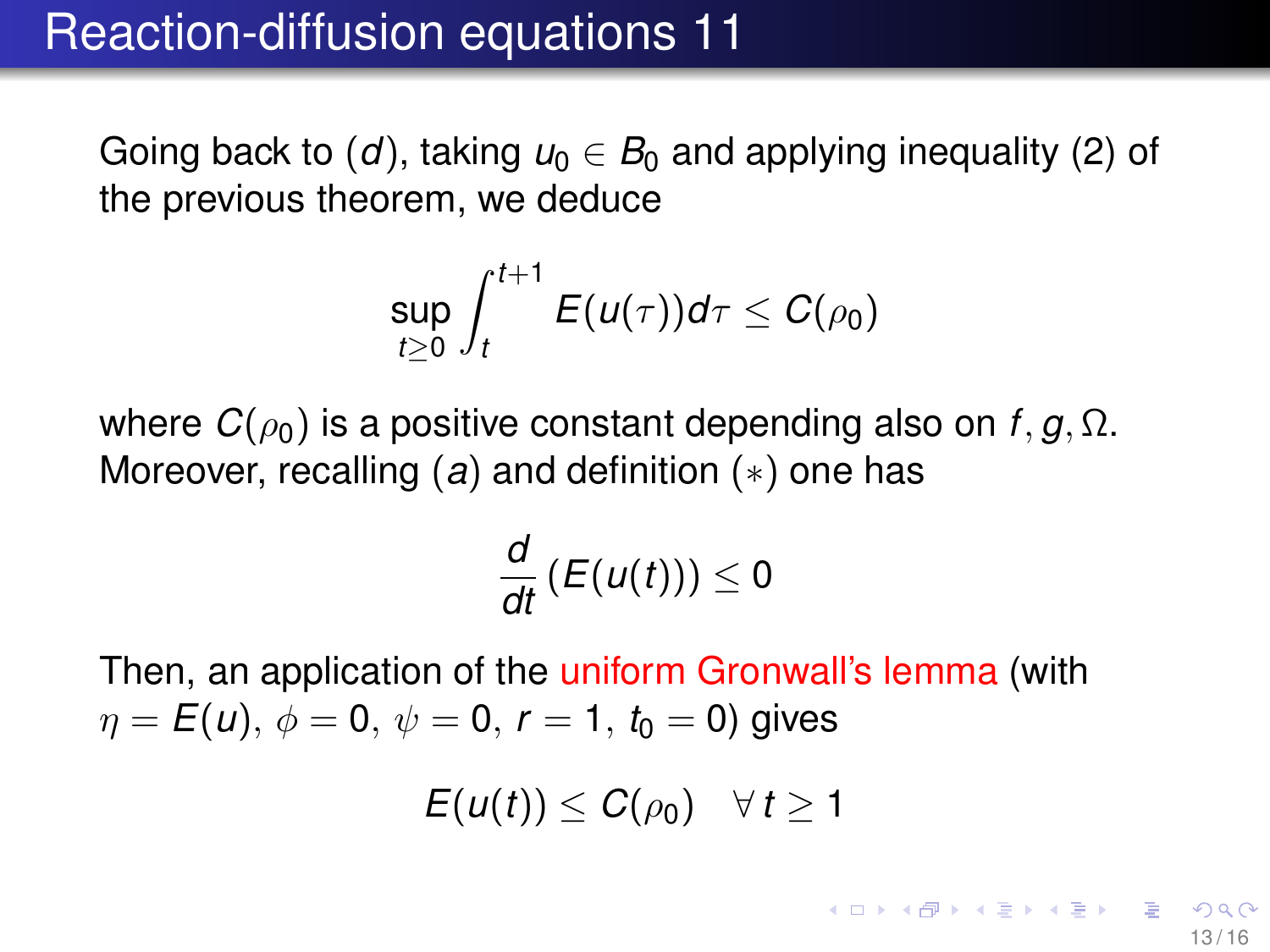# Reaction-diffusion equations 11

Going back to $(d)$, taking $u_0 \in B_0$ and applying inequality (2) of the previous theorem, we deduce

$$\sup_{t \geq 0} \int_t^{t+1} E(u(\tau)) d\tau \leq C(\rho_0)$$

where $C(\rho_0)$ is a positive constant depending also on $f, g, \Omega$. Moreover, recalling $(a)$ and definition $(*)$ one has

$$\frac{d}{dt}\left(E(u(t))\right) \leq 0$$

Then, an application of the uniform Gronwall's lemma (with $\eta = E(u)$, $\phi = 0$, $\psi = 0$, $r = 1$, $t_0 = 0$) gives

$$E(u(t)) \leq C(\rho_0) \quad \forall\, t \geq 1$$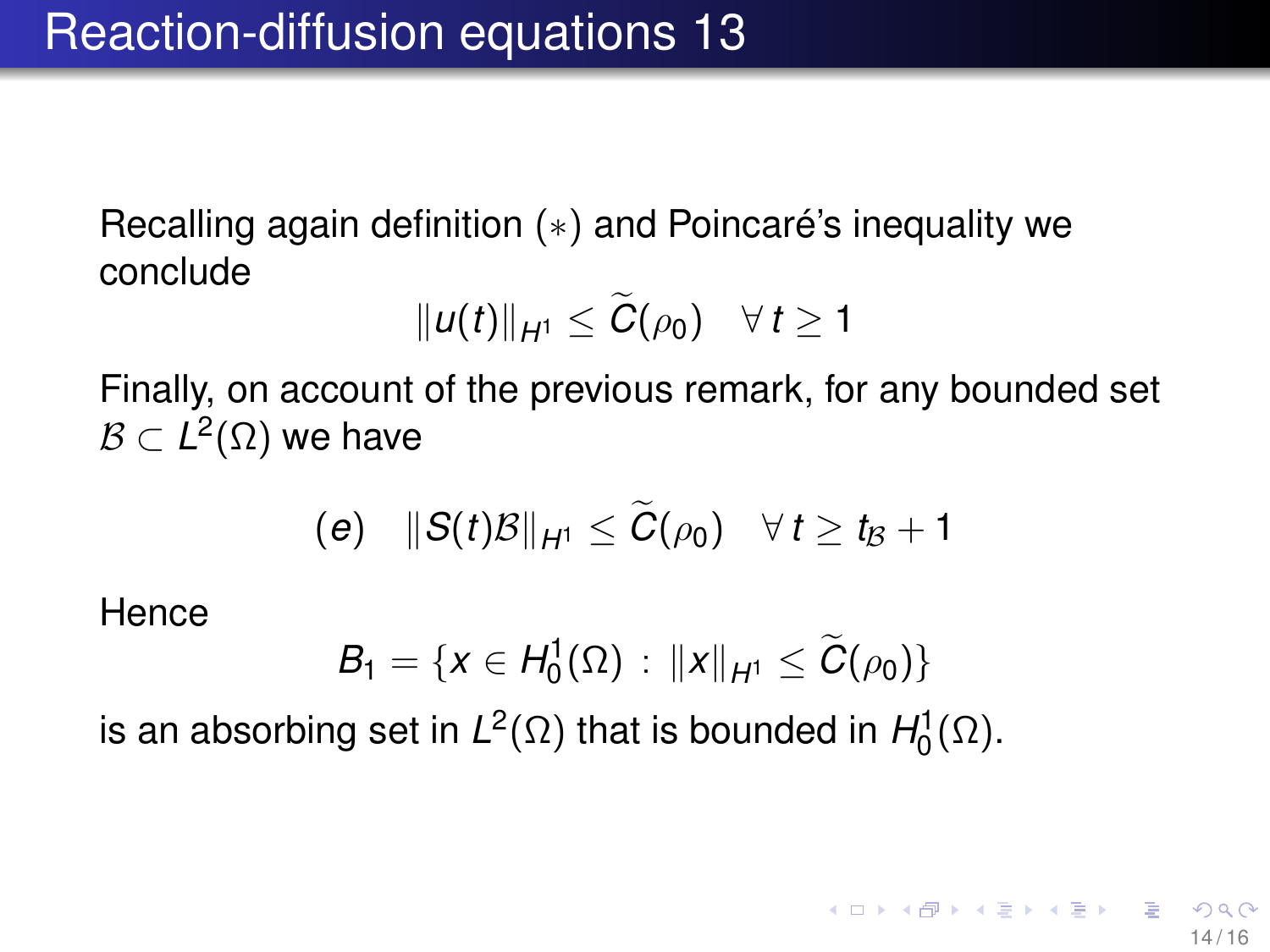# Reaction-diffusion equations 13

Recalling again definition $(*)$ and Poincaré's inequality we conclude

$$\|u(t)\|_{H^1} \leq \widetilde{C}(\rho_0) \quad \forall\, t \geq 1$$

Finally, on account of the previous remark, for any bounded set $\mathcal{B} \subset L^2(\Omega)$ we have

$$(e) \quad \|S(t)\mathcal{B}\|_{H^1} \leq \widetilde{C}(\rho_0) \quad \forall\, t \geq t_{\mathcal{B}} + 1$$

Hence

$$B_1 = \{x \in H_0^1(\Omega) \,:\, \|x\|_{H^1} \leq \widetilde{C}(\rho_0)\}$$

is an absorbing set in $L^2(\Omega)$ that is bounded in $H_0^1(\Omega)$.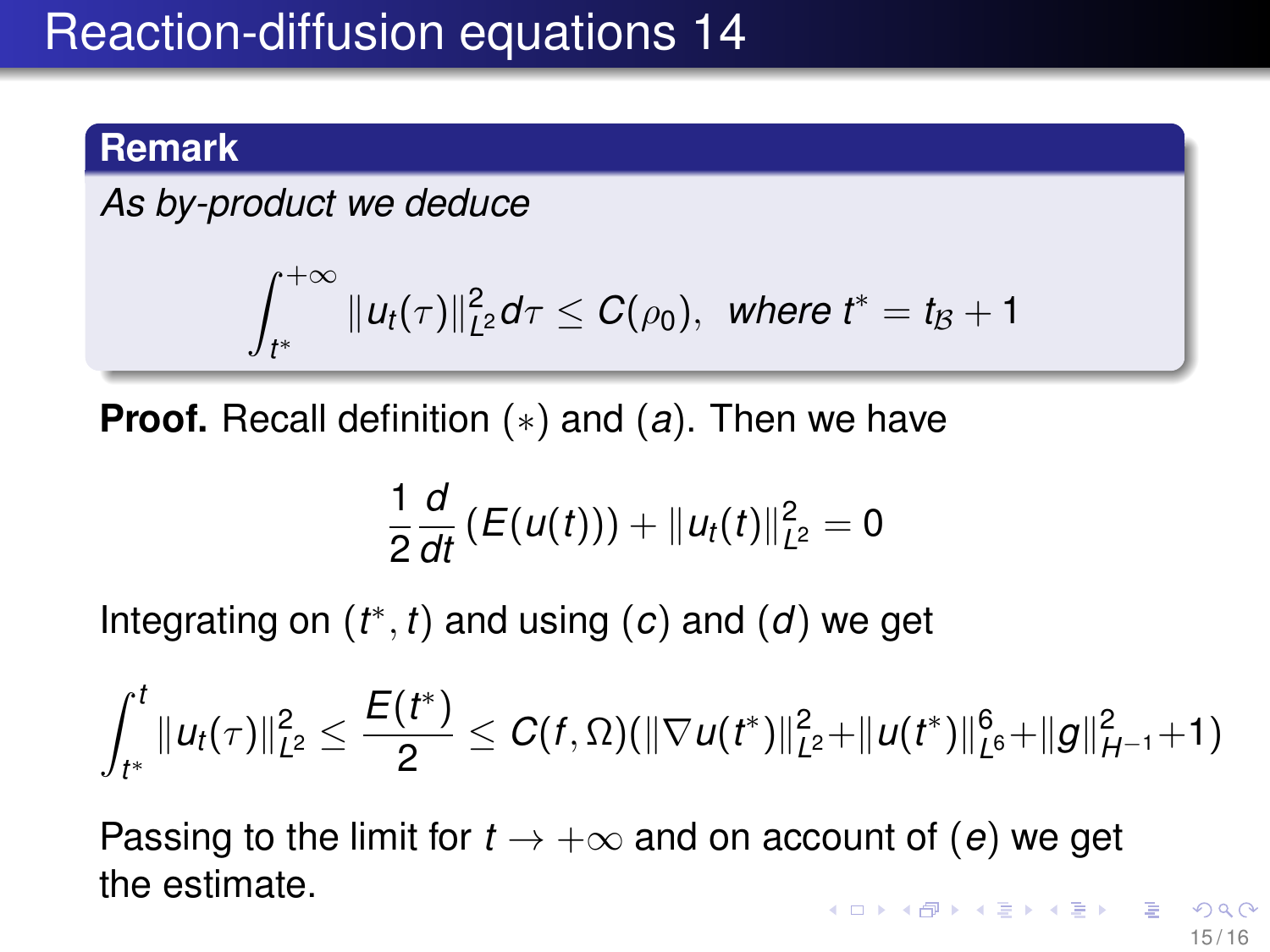# Reaction-diffusion equations 14

**Remark**

*As by-product we deduce*

$$\int_{t^*}^{+\infty} \|u_t(\tau)\|_{L^2}^2 d\tau \leq C(\rho_0), \;\; \textit{where } t^* = t_{\mathcal{B}} + 1$$

**Proof.** Recall definition $(*)$ and $(a)$. Then we have

$$\frac{1}{2}\frac{d}{dt}\left(E(u(t))\right) + \|u_t(t)\|_{L^2}^2 = 0$$

Integrating on $(t^*, t)$ and using $(c)$ and $(d)$ we get

$$\int_{t^*}^{t} \|u_t(\tau)\|_{L^2}^2 \leq \frac{E(t^*)}{2} \leq C(f, \Omega)(\|\nabla u(t^*)\|_{L^2}^2 + \|u(t^*)\|_{L^6}^6 + \|g\|_{H^{-1}}^2 + 1)$$

Passing to the limit for $t \to +\infty$ and on account of $(e)$ we get the estimate.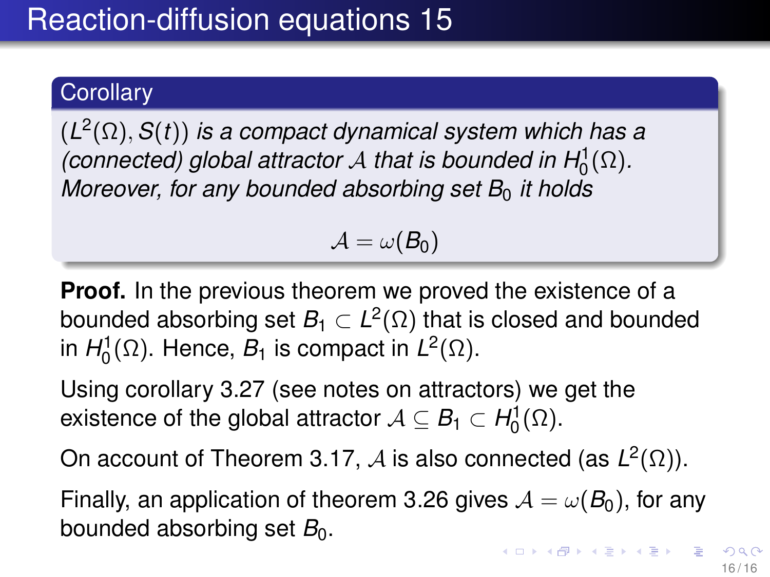# Reaction-diffusion equations 15

**Corollary**

*$(L^2(\Omega), S(t))$ is a compact dynamical system which has a (connected) global attractor $\mathcal{A}$ that is bounded in $H_0^1(\Omega)$. Moreover, for any bounded absorbing set $B_0$ it holds*

$$\mathcal{A} = \omega(B_0)$$

**Proof.** In the previous theorem we proved the existence of a bounded absorbing set $B_1 \subset L^2(\Omega)$ that is closed and bounded in $H_0^1(\Omega)$. Hence, $B_1$ is compact in $L^2(\Omega)$.

Using corollary 3.27 (see notes on attractors) we get the existence of the global attractor $\mathcal{A} \subseteq B_1 \subset H_0^1(\Omega)$.

On account of Theorem 3.17, $\mathcal{A}$ is also connected (as $L^2(\Omega)$).

Finally, an application of theorem 3.26 gives $\mathcal{A} = \omega(B_0)$, for any bounded absorbing set $B_0$.